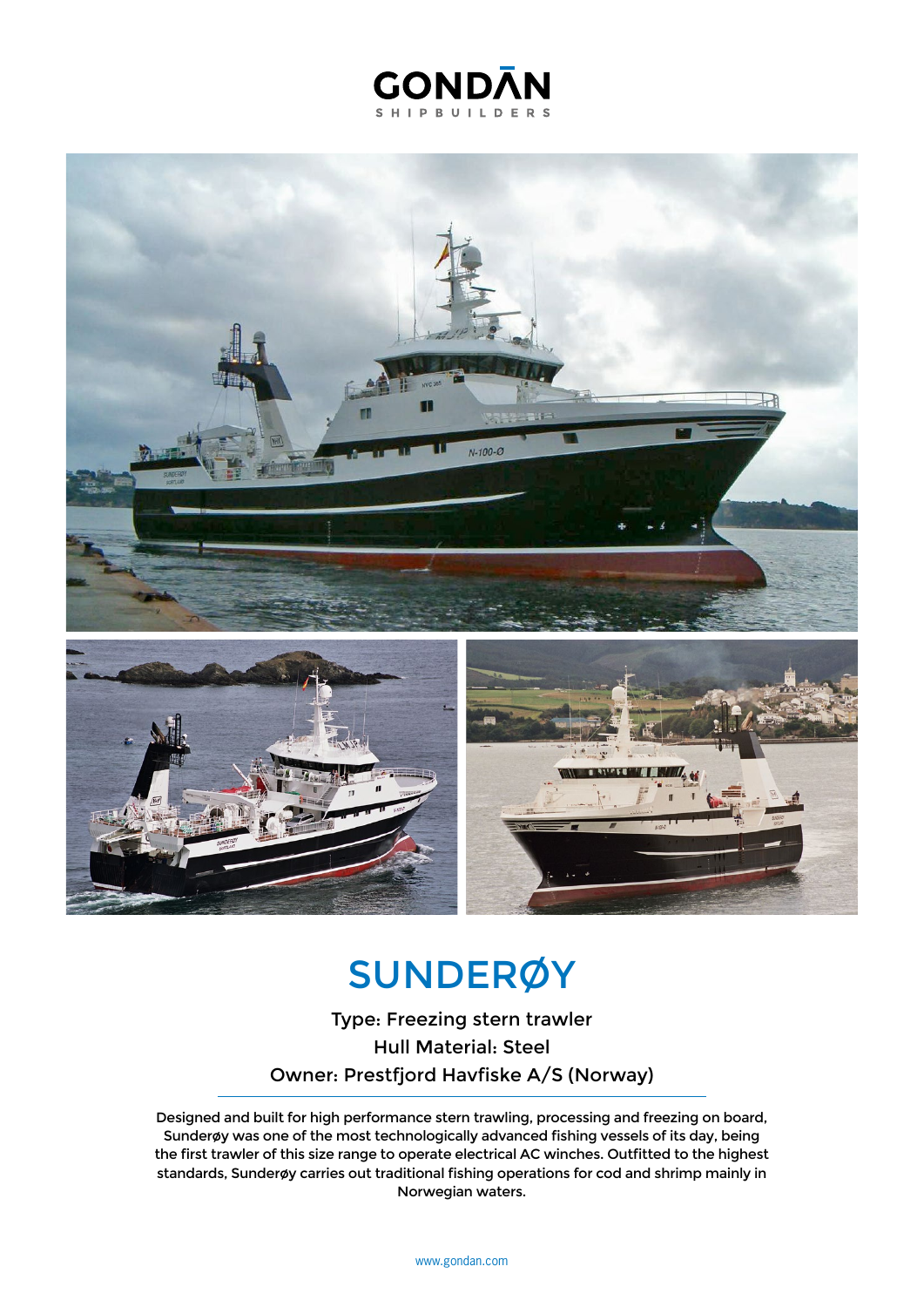GONDAN SHIPBUILDERS

# SUNDERØY

Type: Freezing stern trawler
Hull Material: Steel
Owner: Prestfjord Havfiske A/S (Norway)

Designed and built for high performance stern trawling, processing and freezing on board, Sunderøy was one of the most technologically advanced fishing vessels of its day, being the first trawler of this size range to operate electrical AC winches. Outfitted to the highest standards, Sunderøy carries out traditional fishing operations for cod and shrimp mainly in Norwegian waters.

www.gondan.com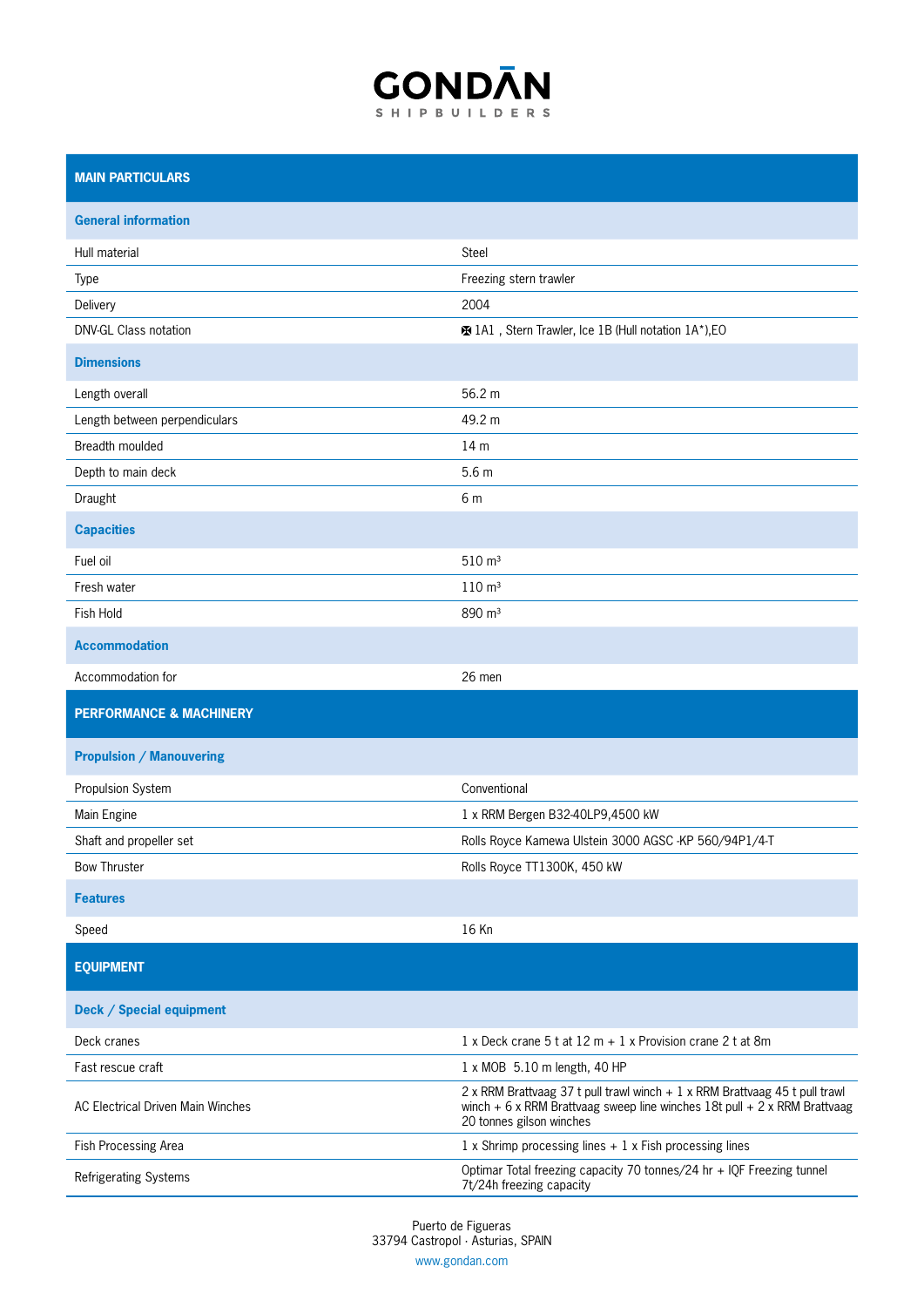# GONDAN SHIPBUILDERS

| MAIN PARTICULARS | |
|---|---|
| **General information** | |
| Hull material | Steel |
| Type | Freezing stern trawler |
| Delivery | 2004 |
| DNV-GL Class notation | ✠ 1A1 , Stern Trawler, Ice 1B (Hull notation 1A*),EO |
| **Dimensions** | |
| Length overall | 56.2 m |
| Length between perpendiculars | 49.2 m |
| Breadth moulded | 14 m |
| Depth to main deck | 5.6 m |
| Draught | 6 m |
| **Capacities** | |
| Fuel oil | 510 m³ |
| Fresh water | 110 m³ |
| Fish Hold | 890 m³ |
| **Accommodation** | |
| Accommodation for | 26 men |

| PERFORMANCE & MACHINERY | |
|---|---|
| **Propulsion / Manouvering** | |
| Propulsion System | Conventional |
| Main Engine | 1 x RRM Bergen B32-40LP9,4500 kW |
| Shaft and propeller set | Rolls Royce Kamewa Ulstein 3000 AGSC -KP 560/94P1/4-T |
| Bow Thruster | Rolls Royce TT1300K, 450 kW |
| **Features** | |
| Speed | 16 Kn |

| EQUIPMENT | |
|---|---|
| **Deck / Special equipment** | |
| Deck cranes | 1 x Deck crane 5 t at 12 m + 1 x Provision crane 2 t at 8m |
| Fast rescue craft | 1 x MOB 5.10 m length, 40 HP |
| AC Electrical Driven Main Winches | 2 x RRM Brattvaag 37 t pull trawl winch + 1 x RRM Brattvaag 45 t pull trawl winch + 6 x RRM Brattvaag sweep line winches 18t pull + 2 x RRM Brattvaag 20 tonnes gilson winches |
| Fish Processing Area | 1 x Shrimp processing lines + 1 x Fish processing lines |
| Refrigerating Systems | Optimar Total freezing capacity 70 tonnes/24 hr + IQF Freezing tunnel 7t/24h freezing capacity |

Puerto de Figueras
33794 Castropol · Asturias, SPAIN
www.gondan.com